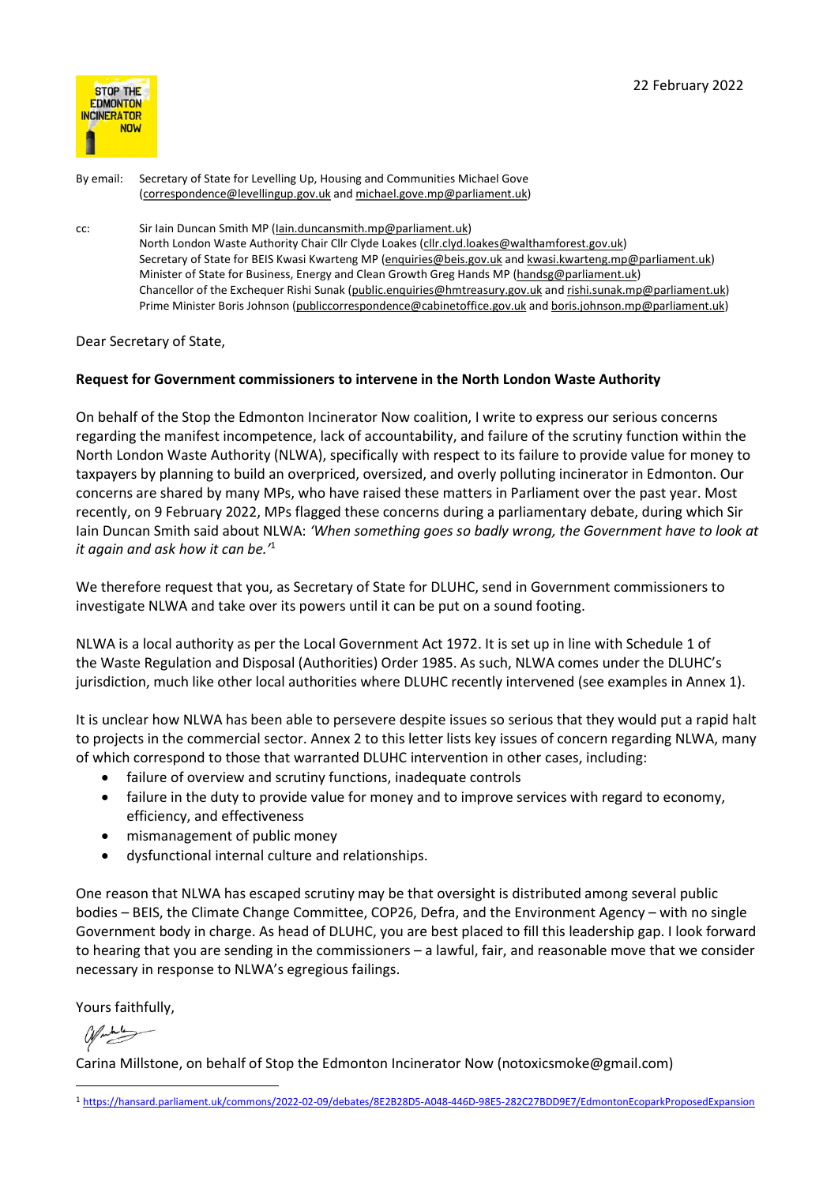22 February 2022

By email: Secretary of State for Levelling Up, Housing and Communities Michael Gove (correspondence@levellingup.gov.uk and michael.gove.mp@parliament.uk)

cc: Sir Iain Duncan Smith MP (Iain.duncansmith.mp@parliament.uk)
North London Waste Authority Chair Cllr Clyde Loakes (cllr.clyd.loakes@walthamforest.gov.uk)
Secretary of State for BEIS Kwasi Kwarteng MP (enquiries@beis.gov.uk and kwasi.kwarteng.mp@parliament.uk)
Minister of State for Business, Energy and Clean Growth Greg Hands MP (handsg@parliament.uk)
Chancellor of the Exchequer Rishi Sunak (public.enquiries@hmtreasury.gov.uk and rishi.sunak.mp@parliament.uk)
Prime Minister Boris Johnson (publiccorrespondence@cabinetoffice.gov.uk and boris.johnson.mp@parliament.uk)

Dear Secretary of State,

**Request for Government commissioners to intervene in the North London Waste Authority**

On behalf of the Stop the Edmonton Incinerator Now coalition, I write to express our serious concerns regarding the manifest incompetence, lack of accountability, and failure of the scrutiny function within the North London Waste Authority (NLWA), specifically with respect to its failure to provide value for money to taxpayers by planning to build an overpriced, oversized, and overly polluting incinerator in Edmonton. Our concerns are shared by many MPs, who have raised these matters in Parliament over the past year. Most recently, on 9 February 2022, MPs flagged these concerns during a parliamentary debate, during which Sir Iain Duncan Smith said about NLWA: *'When something goes so badly wrong, the Government have to look at it again and ask how it can be.'*[1]

We therefore request that you, as Secretary of State for DLUHC, send in Government commissioners to investigate NLWA and take over its powers until it can be put on a sound footing.

NLWA is a local authority as per the Local Government Act 1972. It is set up in line with Schedule 1 of the Waste Regulation and Disposal (Authorities) Order 1985. As such, NLWA comes under the DLUHC's jurisdiction, much like other local authorities where DLUHC recently intervened (see examples in Annex 1).

It is unclear how NLWA has been able to persevere despite issues so serious that they would put a rapid halt to projects in the commercial sector. Annex 2 to this letter lists key issues of concern regarding NLWA, many of which correspond to those that warranted DLUHC intervention in other cases, including:

- failure of overview and scrutiny functions, inadequate controls
- failure in the duty to provide value for money and to improve services with regard to economy, efficiency, and effectiveness
- mismanagement of public money
- dysfunctional internal culture and relationships.

One reason that NLWA has escaped scrutiny may be that oversight is distributed among several public bodies – BEIS, the Climate Change Committee, COP26, Defra, and the Environment Agency – with no single Government body in charge. As head of DLUHC, you are best placed to fill this leadership gap. I look forward to hearing that you are sending in the commissioners – a lawful, fair, and reasonable move that we consider necessary in response to NLWA's egregious failings.

Yours faithfully,

Carina Millstone, on behalf of Stop the Edmonton Incinerator Now (notoxicsmoke@gmail.com)

---

[1] https://hansard.parliament.uk/commons/2022-02-09/debates/8E2B28D5-A048-446D-98E5-282C27BDD9E7/EdmontonEcoparkProposedExpansion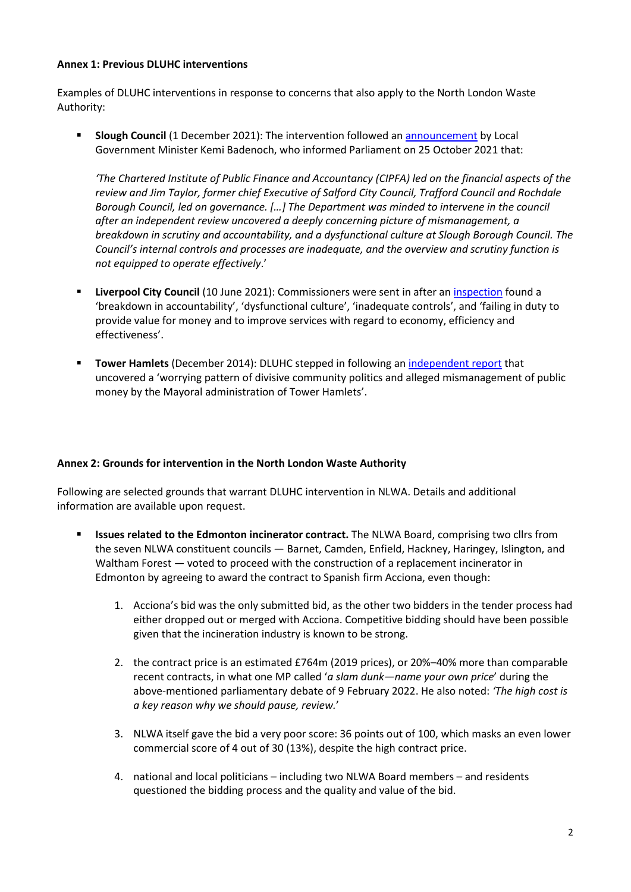**Annex 1: Previous DLUHC interventions**

Examples of DLUHC interventions in response to concerns that also apply to the North London Waste Authority:

- **Slough Council** (1 December 2021): The intervention followed an announcement by Local Government Minister Kemi Badenoch, who informed Parliament on 25 October 2021 that:

  *'The Chartered Institute of Public Finance and Accountancy (CIPFA) led on the financial aspects of the review and Jim Taylor, former chief Executive of Salford City Council, Trafford Council and Rochdale Borough Council, led on governance. […] The Department was minded to intervene in the council after an independent review uncovered a deeply concerning picture of mismanagement, a breakdown in scrutiny and accountability, and a dysfunctional culture at Slough Borough Council. The Council's internal controls and processes are inadequate, and the overview and scrutiny function is not equipped to operate effectively*.'

- **Liverpool City Council** (10 June 2021): Commissioners were sent in after an inspection found a 'breakdown in accountability', 'dysfunctional culture', 'inadequate controls', and 'failing in duty to provide value for money and to improve services with regard to economy, efficiency and effectiveness'.

- **Tower Hamlets** (December 2014): DLUHC stepped in following an independent report that uncovered a 'worrying pattern of divisive community politics and alleged mismanagement of public money by the Mayoral administration of Tower Hamlets'.

**Annex 2: Grounds for intervention in the North London Waste Authority**

Following are selected grounds that warrant DLUHC intervention in NLWA. Details and additional information are available upon request.

- **Issues related to the Edmonton incinerator contract.** The NLWA Board, comprising two cllrs from the seven NLWA constituent councils — Barnet, Camden, Enfield, Hackney, Haringey, Islington, and Waltham Forest — voted to proceed with the construction of a replacement incinerator in Edmonton by agreeing to award the contract to Spanish firm Acciona, even though:

  1. Acciona's bid was the only submitted bid, as the other two bidders in the tender process had either dropped out or merged with Acciona. Competitive bidding should have been possible given that the incineration industry is known to be strong.
  2. the contract price is an estimated £764m (2019 prices), or 20%–40% more than comparable recent contracts, in what one MP called '*a slam dunk—name your own price*' during the above-mentioned parliamentary debate of 9 February 2022. He also noted: *'The high cost is a key reason why we should pause, review.*'
  3. NLWA itself gave the bid a very poor score: 36 points out of 100, which masks an even lower commercial score of 4 out of 30 (13%), despite the high contract price.
  4. national and local politicians – including two NLWA Board members – and residents questioned the bidding process and the quality and value of the bid.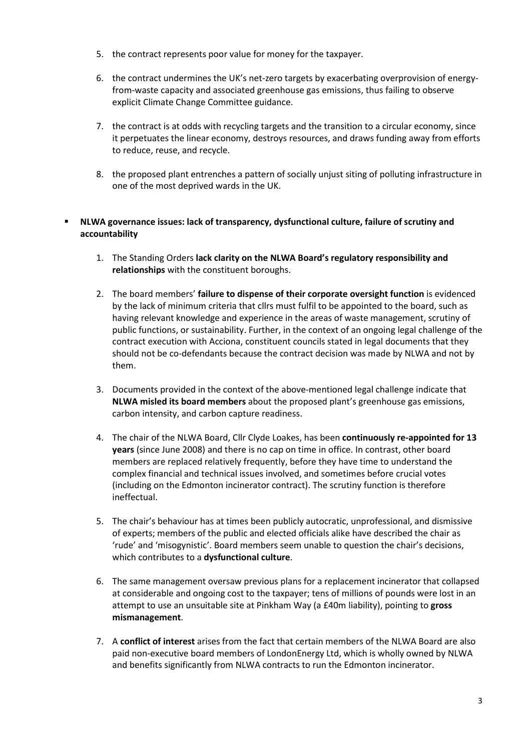5. the contract represents poor value for money for the taxpayer.

6. the contract undermines the UK's net-zero targets by exacerbating overprovision of energy-from-waste capacity and associated greenhouse gas emissions, thus failing to observe explicit Climate Change Committee guidance.

7. the contract is at odds with recycling targets and the transition to a circular economy, since it perpetuates the linear economy, destroys resources, and draws funding away from efforts to reduce, reuse, and recycle.

8. the proposed plant entrenches a pattern of socially unjust siting of polluting infrastructure in one of the most deprived wards in the UK.

- **NLWA governance issues: lack of transparency, dysfunctional culture, failure of scrutiny and accountability**

  1. The Standing Orders **lack clarity on the NLWA Board's regulatory responsibility and relationships** with the constituent boroughs.

  2. The board members' **failure to dispense of their corporate oversight function** is evidenced by the lack of minimum criteria that cllrs must fulfil to be appointed to the board, such as having relevant knowledge and experience in the areas of waste management, scrutiny of public functions, or sustainability. Further, in the context of an ongoing legal challenge of the contract execution with Acciona, constituent councils stated in legal documents that they should not be co-defendants because the contract decision was made by NLWA and not by them.

  3. Documents provided in the context of the above-mentioned legal challenge indicate that **NLWA misled its board members** about the proposed plant's greenhouse gas emissions, carbon intensity, and carbon capture readiness.

  4. The chair of the NLWA Board, Cllr Clyde Loakes, has been **continuously re-appointed for 13 years** (since June 2008) and there is no cap on time in office. In contrast, other board members are replaced relatively frequently, before they have time to understand the complex financial and technical issues involved, and sometimes before crucial votes (including on the Edmonton incinerator contract). The scrutiny function is therefore ineffectual.

  5. The chair's behaviour has at times been publicly autocratic, unprofessional, and dismissive of experts; members of the public and elected officials alike have described the chair as 'rude' and 'misogynistic'. Board members seem unable to question the chair's decisions, which contributes to a **dysfunctional culture**.

  6. The same management oversaw previous plans for a replacement incinerator that collapsed at considerable and ongoing cost to the taxpayer; tens of millions of pounds were lost in an attempt to use an unsuitable site at Pinkham Way (a £40m liability), pointing to **gross mismanagement**.

  7. A **conflict of interest** arises from the fact that certain members of the NLWA Board are also paid non-executive board members of LondonEnergy Ltd, which is wholly owned by NLWA and benefits significantly from NLWA contracts to run the Edmonton incinerator.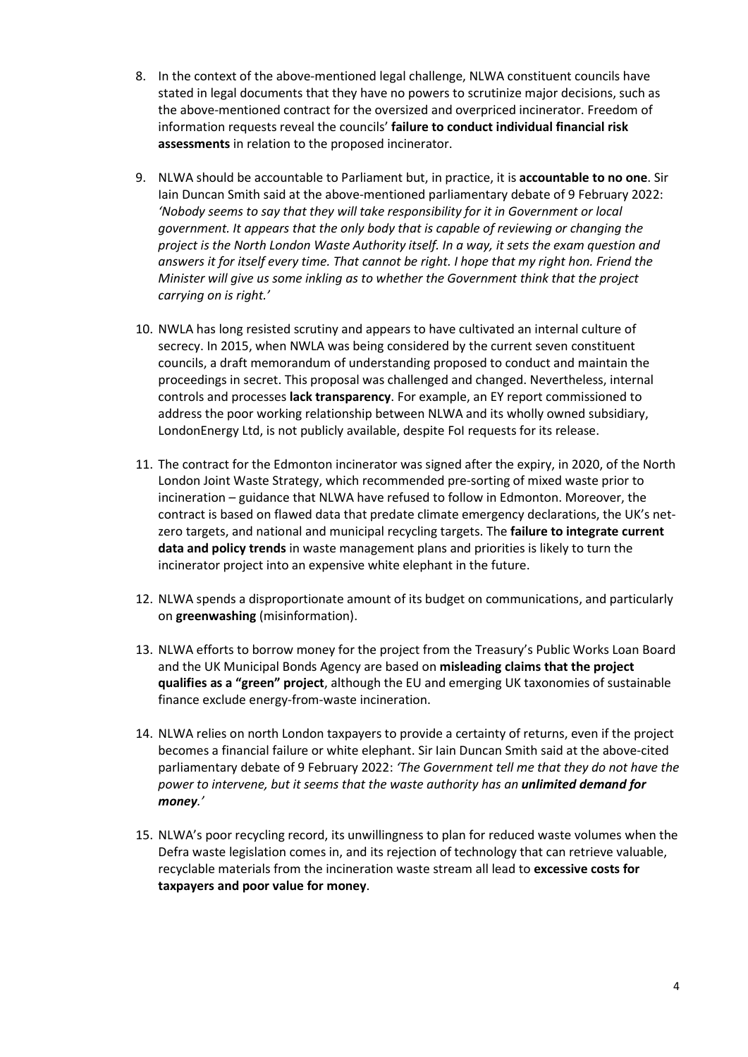8. In the context of the above-mentioned legal challenge, NLWA constituent councils have stated in legal documents that they have no powers to scrutinize major decisions, such as the above-mentioned contract for the oversized and overpriced incinerator. Freedom of information requests reveal the councils' **failure to conduct individual financial risk assessments** in relation to the proposed incinerator.

9. NLWA should be accountable to Parliament but, in practice, it is **accountable to no one**. Sir Iain Duncan Smith said at the above-mentioned parliamentary debate of 9 February 2022: *'Nobody seems to say that they will take responsibility for it in Government or local government. It appears that the only body that is capable of reviewing or changing the project is the North London Waste Authority itself. In a way, it sets the exam question and answers it for itself every time. That cannot be right. I hope that my right hon. Friend the Minister will give us some inkling as to whether the Government think that the project carrying on is right.'*

10. NWLA has long resisted scrutiny and appears to have cultivated an internal culture of secrecy. In 2015, when NWLA was being considered by the current seven constituent councils, a draft memorandum of understanding proposed to conduct and maintain the proceedings in secret. This proposal was challenged and changed. Nevertheless, internal controls and processes **lack transparency**. For example, an EY report commissioned to address the poor working relationship between NLWA and its wholly owned subsidiary, LondonEnergy Ltd, is not publicly available, despite FoI requests for its release.

11. The contract for the Edmonton incinerator was signed after the expiry, in 2020, of the North London Joint Waste Strategy, which recommended pre-sorting of mixed waste prior to incineration – guidance that NLWA have refused to follow in Edmonton. Moreover, the contract is based on flawed data that predate climate emergency declarations, the UK's net-zero targets, and national and municipal recycling targets. The **failure to integrate current data and policy trends** in waste management plans and priorities is likely to turn the incinerator project into an expensive white elephant in the future.

12. NLWA spends a disproportionate amount of its budget on communications, and particularly on **greenwashing** (misinformation).

13. NLWA efforts to borrow money for the project from the Treasury's Public Works Loan Board and the UK Municipal Bonds Agency are based on **misleading claims that the project qualifies as a "green" project**, although the EU and emerging UK taxonomies of sustainable finance exclude energy-from-waste incineration.

14. NLWA relies on north London taxpayers to provide a certainty of returns, even if the project becomes a financial failure or white elephant. Sir Iain Duncan Smith said at the above-cited parliamentary debate of 9 February 2022: *'The Government tell me that they do not have the power to intervene, but it seems that the waste authority has an **unlimited demand for money**.'*

15. NLWA's poor recycling record, its unwillingness to plan for reduced waste volumes when the Defra waste legislation comes in, and its rejection of technology that can retrieve valuable, recyclable materials from the incineration waste stream all lead to **excessive costs for taxpayers and poor value for money**.